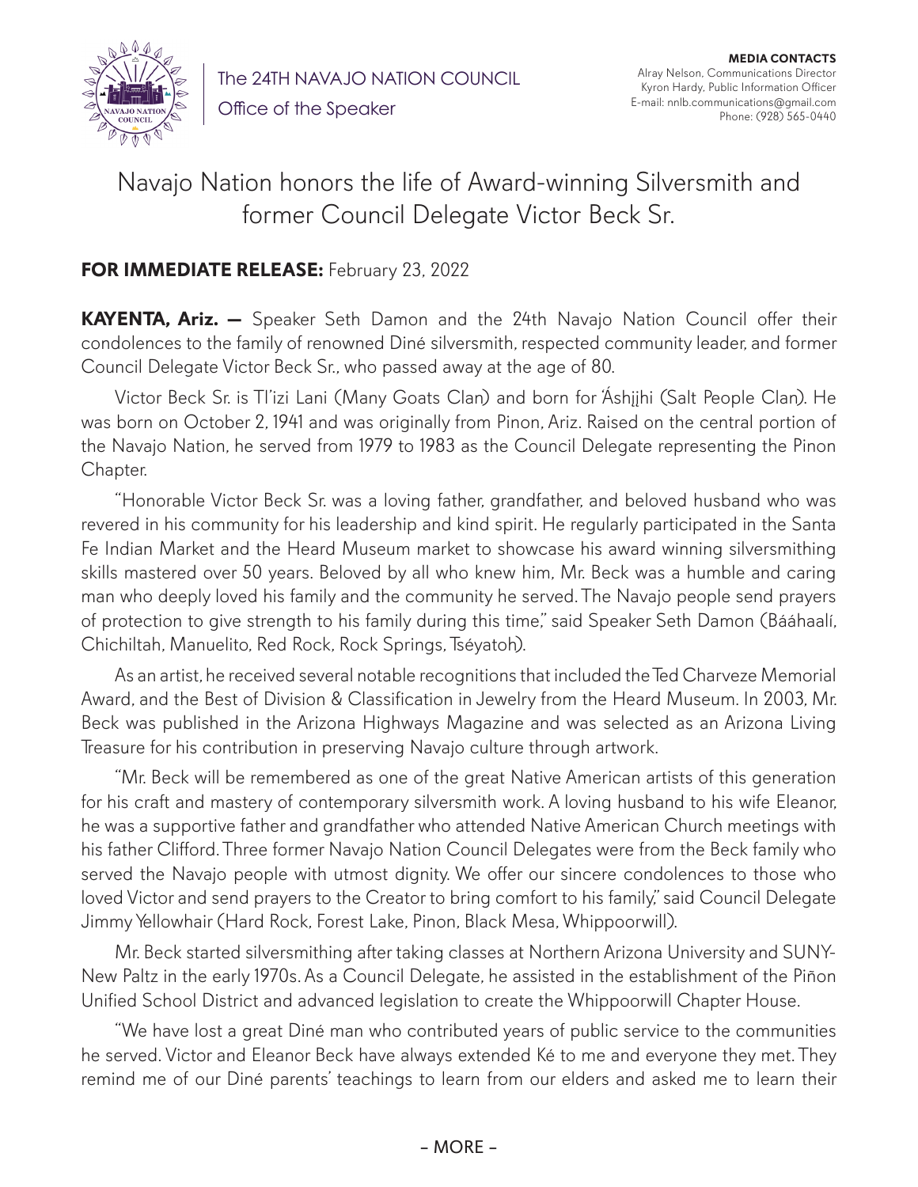The 24TH NAVAJO NATION COUNCIL

Office of the Speaker

**MEDIA CONTACTS**
Alray Nelson, Communications Director
Kyron Hardy, Public Information Officer
E-mail: nnlb.communications@gmail.com
Phone: (928) 565-0440

# Navajo Nation honors the life of Award-winning Silversmith and former Council Delegate Victor Beck Sr.

**FOR IMMEDIATE RELEASE:** February 23, 2022

**KAYENTA, Ariz. —** Speaker Seth Damon and the 24th Navajo Nation Council offer their condolences to the family of renowned Diné silversmith, respected community leader, and former Council Delegate Victor Beck Sr., who passed away at the age of 80.

Victor Beck Sr. is Tl'izi Lani (Many Goats Clan) and born for Áshįįhi (Salt People Clan). He was born on October 2, 1941 and was originally from Pinon, Ariz. Raised on the central portion of the Navajo Nation, he served from 1979 to 1983 as the Council Delegate representing the Pinon Chapter.

"Honorable Victor Beck Sr. was a loving father, grandfather, and beloved husband who was revered in his community for his leadership and kind spirit. He regularly participated in the Santa Fe Indian Market and the Heard Museum market to showcase his award winning silversmithing skills mastered over 50 years. Beloved by all who knew him, Mr. Beck was a humble and caring man who deeply loved his family and the community he served. The Navajo people send prayers of protection to give strength to his family during this time," said Speaker Seth Damon (Bááhaalí, Chichiltah, Manuelito, Red Rock, Rock Springs, Tséyatoh).

As an artist, he received several notable recognitions that included the Ted Charveze Memorial Award, and the Best of Division & Classification in Jewelry from the Heard Museum. In 2003, Mr. Beck was published in the Arizona Highways Magazine and was selected as an Arizona Living Treasure for his contribution in preserving Navajo culture through artwork.

"Mr. Beck will be remembered as one of the great Native American artists of this generation for his craft and mastery of contemporary silversmith work. A loving husband to his wife Eleanor, he was a supportive father and grandfather who attended Native American Church meetings with his father Clifford. Three former Navajo Nation Council Delegates were from the Beck family who served the Navajo people with utmost dignity. We offer our sincere condolences to those who loved Victor and send prayers to the Creator to bring comfort to his family," said Council Delegate Jimmy Yellowhair (Hard Rock, Forest Lake, Pinon, Black Mesa, Whippoorwill).

Mr. Beck started silversmithing after taking classes at Northern Arizona University and SUNY-New Paltz in the early 1970s. As a Council Delegate, he assisted in the establishment of the Piñon Unified School District and advanced legislation to create the Whippoorwill Chapter House.

"We have lost a great Diné man who contributed years of public service to the communities he served. Victor and Eleanor Beck have always extended Ké to me and everyone they met. They remind me of our Diné parents' teachings to learn from our elders and asked me to learn their

– MORE –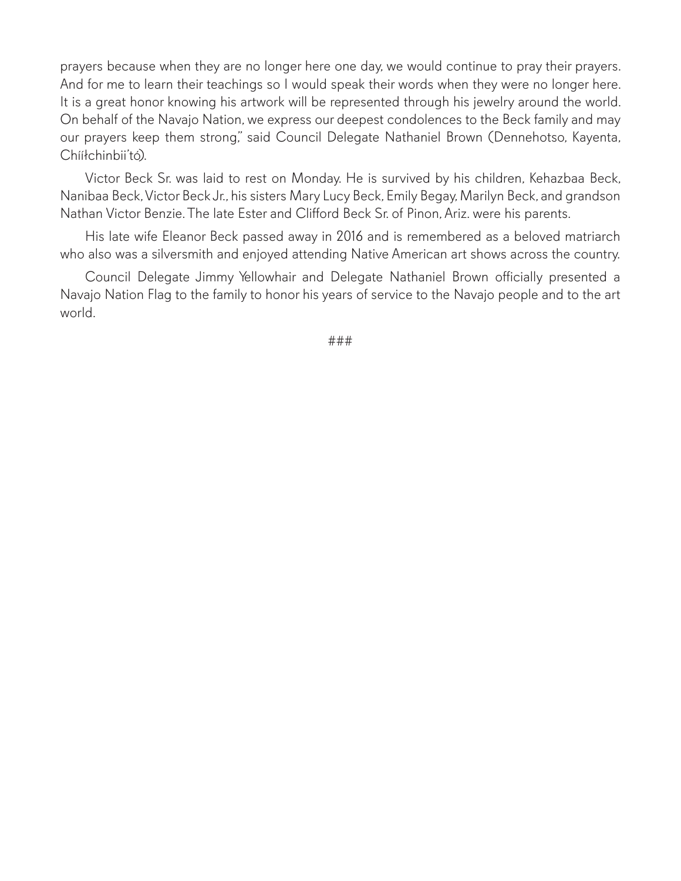prayers because when they are no longer here one day, we would continue to pray their prayers. And for me to learn their teachings so I would speak their words when they were no longer here. It is a great honor knowing his artwork will be represented through his jewelry around the world. On behalf of the Navajo Nation, we express our deepest condolences to the Beck family and may our prayers keep them strong," said Council Delegate Nathaniel Brown (Dennehotso, Kayenta, Chííłchinbii'tó).

Victor Beck Sr. was laid to rest on Monday. He is survived by his children, Kehazbaa Beck, Nanibaa Beck, Victor Beck Jr., his sisters Mary Lucy Beck, Emily Begay, Marilyn Beck, and grandson Nathan Victor Benzie. The late Ester and Clifford Beck Sr. of Pinon, Ariz. were his parents.

His late wife Eleanor Beck passed away in 2016 and is remembered as a beloved matriarch who also was a silversmith and enjoyed attending Native American art shows across the country.

Council Delegate Jimmy Yellowhair and Delegate Nathaniel Brown officially presented a Navajo Nation Flag to the family to honor his years of service to the Navajo people and to the art world.

###